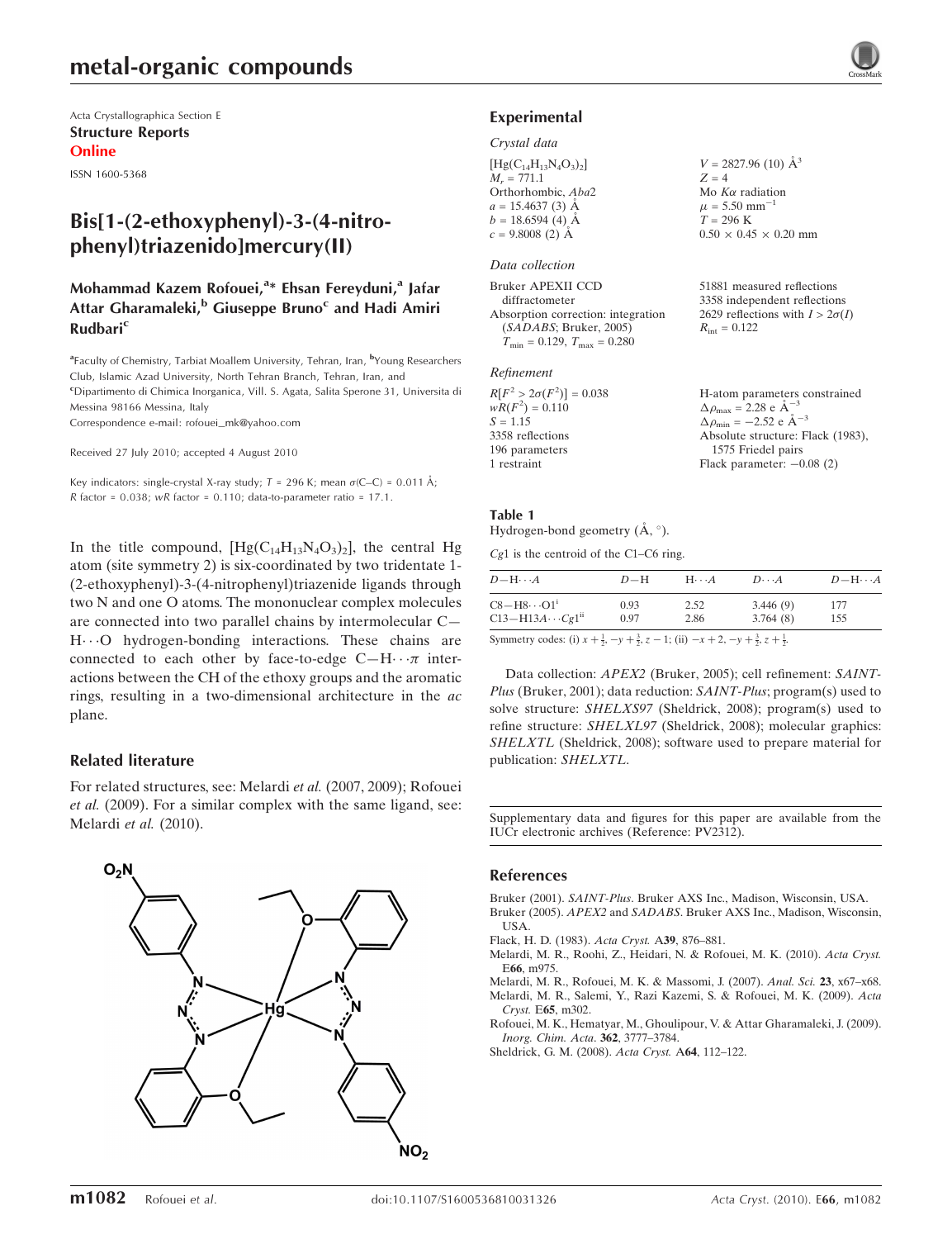# metal-organic compounds

Acta Crystallographica Section E
**Structure Reports**
**Online**

ISSN 1600-5368

## Bis[1-(2-ethoxyphenyl)-3-(4-nitrophenyl)triazenido]mercury(II)

**Mohammad Kazem Rofouei,[a]* Ehsan Fereyduni,[a] Jafar Attar Gharamaleki,[b] Giuseppe Bruno[c] and Hadi Amiri Rudbari[c]**

[a]Faculty of Chemistry, Tarbiat Moallem University, Tehran, Iran, [b]Young Researchers Club, Islamic Azad University, North Tehran Branch, Tehran, Iran, and [c]Dipartimento di Chimica Inorganica, Vill. S. Agata, Salita Sperone 31, Universita di Messina 98166 Messina, Italy
Correspondence e-mail: rofouei_mk@yahoo.com

Received 27 July 2010; accepted 4 August 2010

Key indicators: single-crystal X-ray study; $T$ = 296 K; mean $\sigma$(C–C) = 0.011 Å; $R$ factor = 0.038; $wR$ factor = 0.110; data-to-parameter ratio = 17.1.

In the title compound, $[Hg(C_{14}H_{13}N_4O_3)_2]$, the central Hg atom (site symmetry 2) is six-coordinated by two tridentate 1-(2-ethoxyphenyl)-3-(4-nitrophenyl)triazenide ligands through two N and one O atoms. The mononuclear complex molecules are connected into two parallel chains by intermolecular C—H···O hydrogen-bonding interactions. These chains are connected to each other by face-to-edge C—H···$\pi$ interactions between the CH of the ethoxy groups and the aromatic rings, resulting in a two-dimensional architecture in the $ac$ plane.

### Related literature

For related structures, see: Melardi *et al.* (2007, 2009); Rofouei *et al.* (2009). For a similar complex with the same ligand, see: Melardi *et al.* (2010).

### Experimental

#### Crystal data

$[Hg(C_{14}H_{13}N_4O_3)_2]$
$M_r$ = 771.1
Orthorhombic, $Aba2$
$a$ = 15.4637 (3) Å
$b$ = 18.6594 (4) Å
$c$ = 9.8008 (2) Å
$V$ = 2827.96 (10) Å$^3$
$Z$ = 4
Mo $K\alpha$ radiation
$\mu$ = 5.50 mm$^{-1}$
$T$ = 296 K
0.50 × 0.45 × 0.20 mm

#### Data collection

Bruker APEXII CCD diffractometer
Absorption correction: integration (*SADABS*; Bruker, 2005)
$T_{min}$ = 0.129, $T_{max}$ = 0.280
51881 measured reflections
3358 independent reflections
2629 reflections with $I > 2\sigma(I)$
$R_{int}$ = 0.122

#### Refinement

$R[F^2 > 2\sigma(F^2)]$ = 0.038
$wR(F^2)$ = 0.110
$S$ = 1.15
3358 reflections
196 parameters
1 restraint
H-atom parameters constrained
$\Delta\rho_{max}$ = 2.28 e Å$^{-3}$
$\Delta\rho_{min}$ = −2.52 e Å$^{-3}$
Absolute structure: Flack (1983), 1575 Friedel pairs
Flack parameter: −0.08 (2)

**Table 1**
Hydrogen-bond geometry (Å, °).

$Cg1$ is the centroid of the C1–C6 ring.

| $D$—H···$A$ | $D$—H | H···$A$ | $D$···$A$ | $D$—H···$A$ |
|---|---|---|---|---|
| C8—H8···O1[i] | 0.93 | 2.52 | 3.446 (9) | 177 |
| C13—H13A···$Cg1$[ii] | 0.97 | 2.86 | 3.764 (8) | 155 |

Symmetry codes: (i) $x+\frac{1}{2}, -y+\frac{3}{2}, z-1$; (ii) $-x+2, -y+\frac{3}{2}, z+\frac{1}{2}$.

Data collection: *APEX2* (Bruker, 2005); cell refinement: *SAINT-Plus* (Bruker, 2001); data reduction: *SAINT-Plus*; program(s) used to solve structure: *SHELXS97* (Sheldrick, 2008); program(s) used to refine structure: *SHELXL97* (Sheldrick, 2008); molecular graphics: *SHELXTL* (Sheldrick, 2008); software used to prepare material for publication: *SHELXTL*.

Supplementary data and figures for this paper are available from the IUCr electronic archives (Reference: PV2312).

### References

Bruker (2001). *SAINT-Plus*. Bruker AXS Inc., Madison, Wisconsin, USA.
Bruker (2005). *APEX2* and *SADABS*. Bruker AXS Inc., Madison, Wisconsin, USA.
Flack, H. D. (1983). *Acta Cryst.* A**39**, 876–881.
Melardi, M. R., Roohi, Z., Heidari, N. & Rofouei, M. K. (2010). *Acta Cryst.* E**66**, m975.
Melardi, M. R., Rofouei, M. K. & Massomi, J. (2007). *Anal. Sci.* **23**, x67–x68.
Melardi, M. R., Salemi, Y., Razi Kazemi, S. & Rofouei, M. K. (2009). *Acta Cryst.* E**65**, m302.
Rofouei, M. K., Hematyar, M., Ghoulipour, V. & Attar Gharamaleki, J. (2009). *Inorg. Chim. Acta*. **362**, 3777–3784.
Sheldrick, G. M. (2008). *Acta Cryst.* A**64**, 112–122.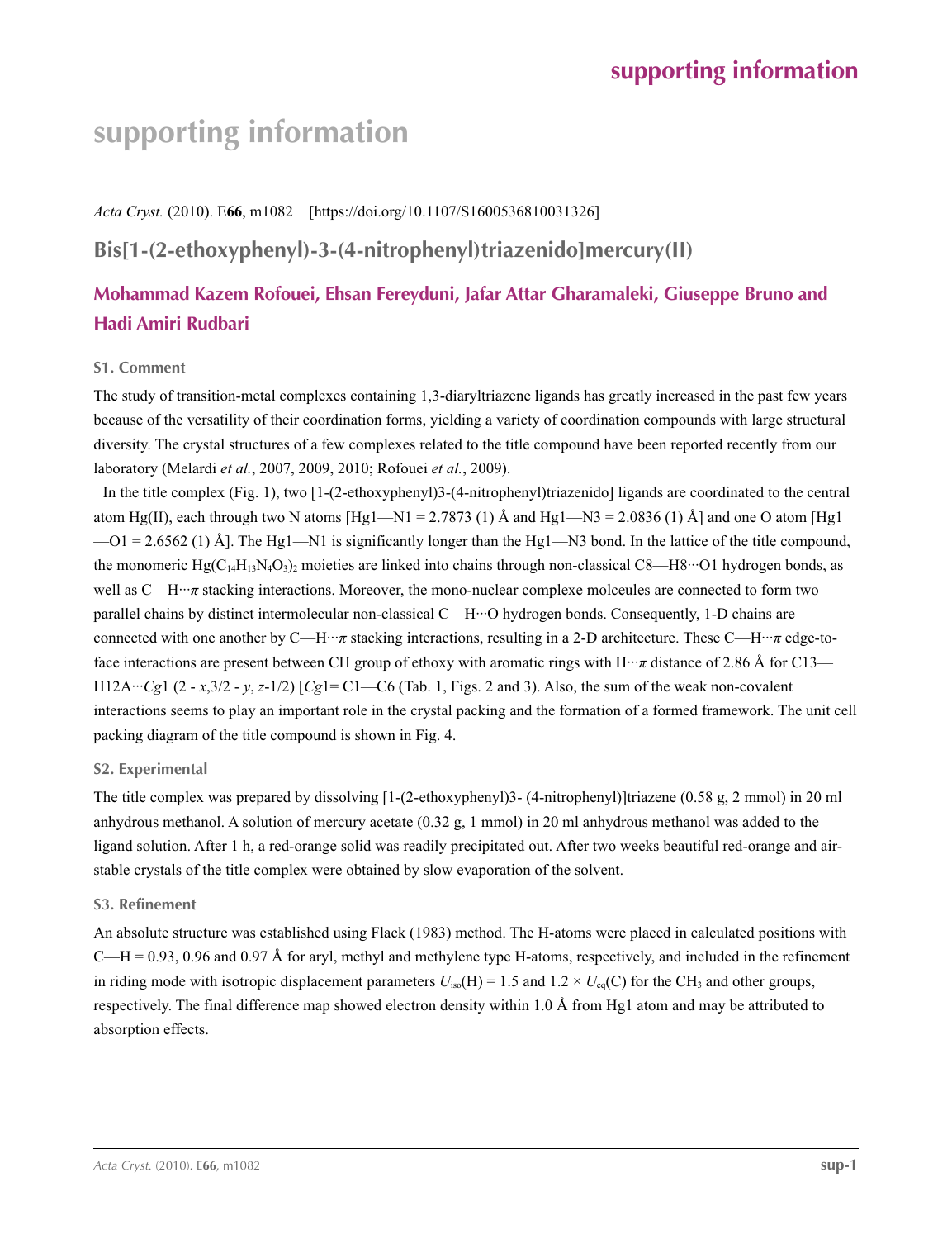# supporting information

*Acta Cryst.* (2010). E**66**, m1082 [https://doi.org/10.1107/S1600536810031326]

## Bis[1-(2-ethoxyphenyl)-3-(4-nitrophenyl)triazenido]mercury(II)

### Mohammad Kazem Rofouei, Ehsan Fereyduni, Jafar Attar Gharamaleki, Giuseppe Bruno and Hadi Amiri Rudbari

### S1. Comment

The study of transition-metal complexes containing 1,3-diaryltriazene ligands has greatly increased in the past few years because of the versatility of their coordination forms, yielding a variety of coordination compounds with large structural diversity. The crystal structures of a few complexes related to the title compound have been reported recently from our laboratory (Melardi *et al.*, 2007, 2009, 2010; Rofouei *et al.*, 2009).

In the title complex (Fig. 1), two [1-(2-ethoxyphenyl)3-(4-nitrophenyl)triazenido] ligands are coordinated to the central atom Hg(II), each through two N atoms [Hg1—N1 = 2.7873 (1) Å and Hg1—N3 = 2.0836 (1) Å] and one O atom [Hg1—O1 = 2.6562 (1) Å]. The Hg1—N1 is significantly longer than the Hg1—N3 bond. In the lattice of the title compound, the monomeric $Hg(C_{14}H_{13}N_4O_3)_2$ moieties are linked into chains through non-classical C8—H8···O1 hydrogen bonds, as well as C—H···*π* stacking interactions. Moreover, the mono-nuclear complexe molcecules are connected to form two parallel chains by distinct intermolecular non-classical C—H···O hydrogen bonds. Consequently, 1-D chains are connected with one another by C—H···*π* stacking interactions, resulting in a 2-D architecture. These C—H···*π* edge-to-face interactions are present between CH group of ethoxy with aromatic rings with H···*π* distance of 2.86 Å for C13—H12A···*Cg*1 (2 - *x*,3/2 - *y*, *z*-1/2) [*Cg*1= C1—C6 (Tab. 1, Figs. 2 and 3). Also, the sum of the weak non-covalent interactions seems to play an important role in the crystal packing and the formation of a formed framework. The unit cell packing diagram of the title compound is shown in Fig. 4.

### S2. Experimental

The title complex was prepared by dissolving [1-(2-ethoxyphenyl)3- (4-nitrophenyl)]triazene (0.58 g, 2 mmol) in 20 ml anhydrous methanol. A solution of mercury acetate (0.32 g, 1 mmol) in 20 ml anhydrous methanol was added to the ligand solution. After 1 h, a red-orange solid was readily precipitated out. After two weeks beautiful red-orange and air-stable crystals of the title complex were obtained by slow evaporation of the solvent.

### S3. Refinement

An absolute structure was established using Flack (1983) method. The H-atoms were placed in calculated positions with C—H = 0.93, 0.96 and 0.97 Å for aryl, methyl and methylene type H-atoms, respectively, and included in the refinement in riding mode with isotropic displacement parameters $U_{iso}$(H) = 1.5 and 1.2 × $U_{eq}$(C) for the $CH_3$ and other groups, respectively. The final difference map showed electron density within 1.0 Å from Hg1 atom and may be attributed to absorption effects.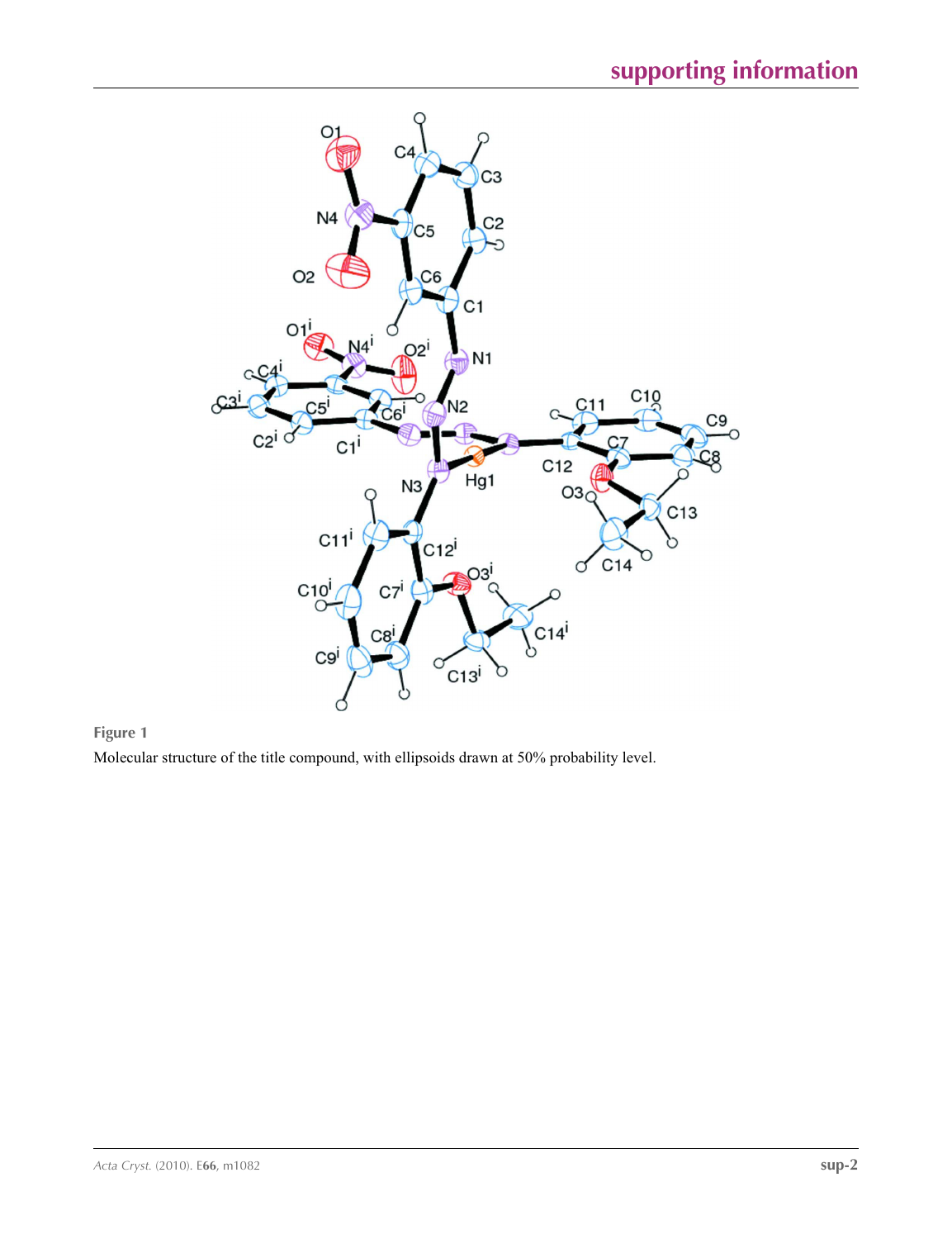**Figure 1**

Molecular structure of the title compound, with ellipsoids drawn at 50% probability level.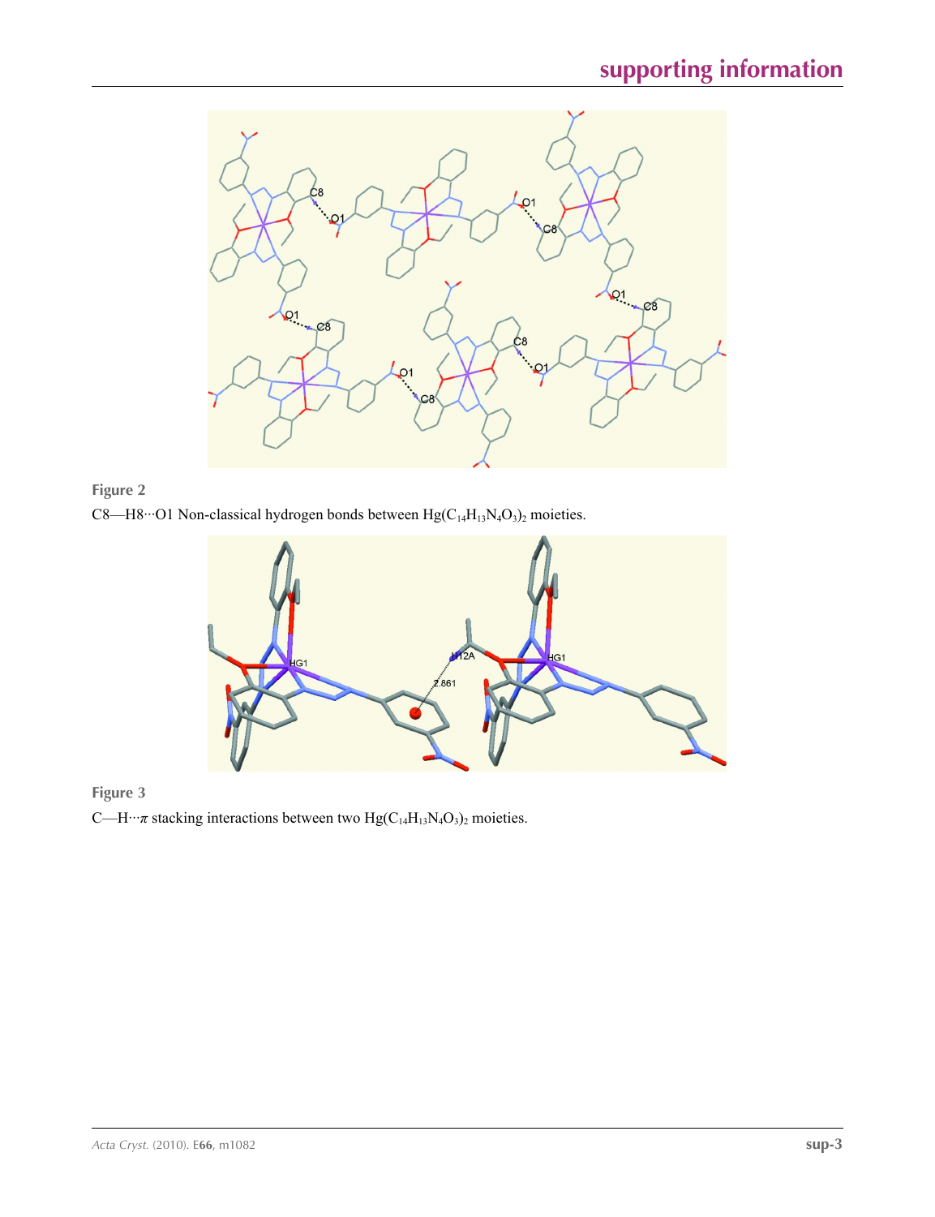**Figure 2**

C8—H8···O1 Non-classical hydrogen bonds between $Hg(C_{14}H_{13}N_4O_3)_2$ moieties.

**Figure 3**

C—H···$\pi$ stacking interactions between two $Hg(C_{14}H_{13}N_4O_3)_2$ moieties.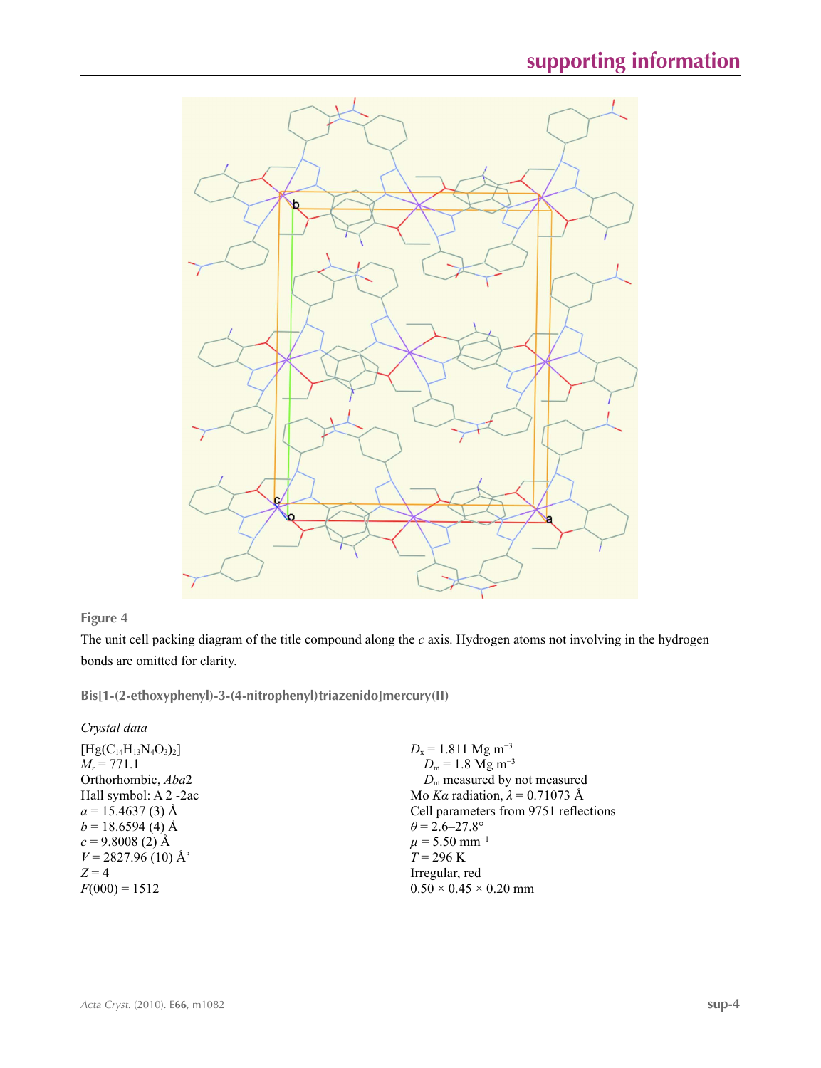**Figure 4**

The unit cell packing diagram of the title compound along the *c* axis. Hydrogen atoms not involving in the hydrogen bonds are omitted for clarity.

**Bis[1-(2-ethoxyphenyl)-3-(4-nitrophenyl)triazenido]mercury(II)**

*Crystal data*

$[Hg(C_{14}H_{13}N_4O_3)_2]$
$M_r = 771.1$
Orthorhombic, *Aba*2
Hall symbol: A 2 -2ac
$a = 15.4637$ (3) Å
$b = 18.6594$ (4) Å
$c = 9.8008$ (2) Å
$V = 2827.96$ (10) Å$^3$
$Z = 4$
$F(000) = 1512$

$D_x = 1.811$ Mg m$^{-3}$
$D_m = 1.8$ Mg m$^{-3}$
$D_m$ measured by not measured
Mo $K\alpha$ radiation, $\lambda = 0.71073$ Å
Cell parameters from 9751 reflections
$\theta = 2.6$–$27.8°$
$\mu = 5.50$ mm$^{-1}$
$T = 296$ K
Irregular, red
$0.50 \times 0.45 \times 0.20$ mm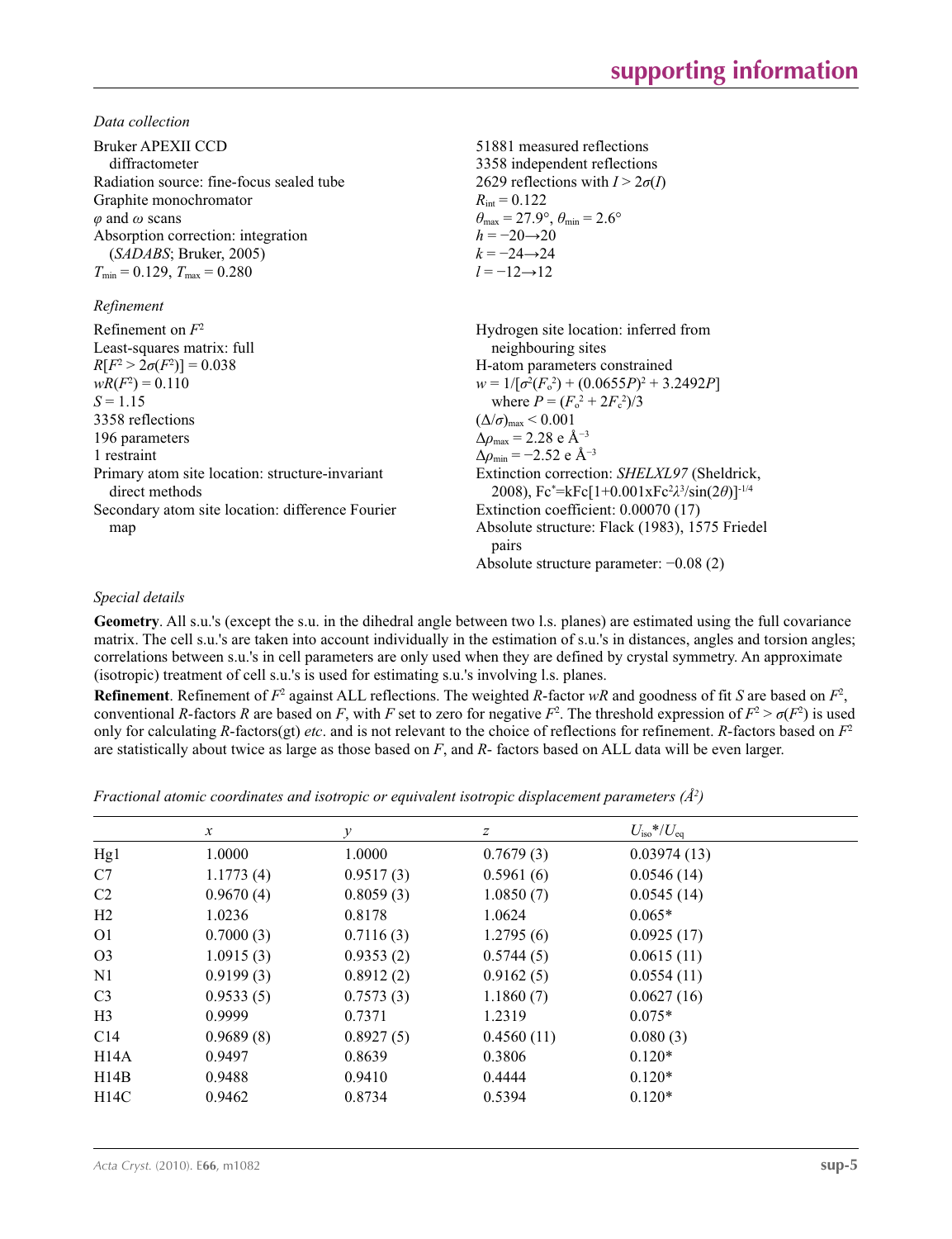*Data collection*

Bruker APEXII CCD diffractometer
Radiation source: fine-focus sealed tube
Graphite monochromator
$\varphi$ and $\omega$ scans
Absorption correction: integration (*SADABS*; Bruker, 2005)
$T_{min} = 0.129$, $T_{max} = 0.280$

51881 measured reflections
3358 independent reflections
2629 reflections with $I > 2\sigma(I)$
$R_{int} = 0.122$
$\theta_{max} = 27.9°$, $\theta_{min} = 2.6°$
$h = -20 \rightarrow 20$
$k = -24 \rightarrow 24$
$l = -12 \rightarrow 12$

*Refinement*

Refinement on $F^2$
Least-squares matrix: full
$R[F^2 > 2\sigma(F^2)] = 0.038$
$wR(F^2) = 0.110$
$S = 1.15$
3358 reflections
196 parameters
1 restraint
Primary atom site location: structure-invariant direct methods
Secondary atom site location: difference Fourier map

Hydrogen site location: inferred from neighbouring sites
H-atom parameters constrained
$w = 1/[\sigma^2(F_o^2) + (0.0655P)^2 + 3.2492P]$ where $P = (F_o^2 + 2F_c^2)/3$
$(\Delta/\sigma)_{max} < 0.001$
$\Delta\rho_{max} = 2.28$ e Å$^{-3}$
$\Delta\rho_{min} = -2.52$ e Å$^{-3}$
Extinction correction: *SHELXL97* (Sheldrick, 2008), $Fc^* = kFc[1+0.001xFc^2\lambda^3/\sin(2\theta)]^{-1/4}$
Extinction coefficient: 0.00070 (17)
Absolute structure: Flack (1983), 1575 Friedel pairs
Absolute structure parameter: −0.08 (2)

*Special details*

**Geometry**. All s.u.'s (except the s.u. in the dihedral angle between two l.s. planes) are estimated using the full covariance matrix. The cell s.u.'s are taken into account individually in the estimation of s.u.'s in distances, angles and torsion angles; correlations between s.u.'s in cell parameters are only used when they are defined by crystal symmetry. An approximate (isotropic) treatment of cell s.u.'s is used for estimating s.u.'s involving l.s. planes.

**Refinement**. Refinement of $F^2$ against ALL reflections. The weighted *R*-factor *wR* and goodness of fit *S* are based on $F^2$, conventional *R*-factors *R* are based on *F*, with *F* set to zero for negative $F^2$. The threshold expression of $F^2 > \sigma(F^2)$ is used only for calculating *R*-factors(gt) *etc*. and is not relevant to the choice of reflections for refinement. *R*-factors based on $F^2$ are statistically about twice as large as those based on *F*, and *R*- factors based on ALL data will be even larger.

*Fractional atomic coordinates and isotropic or equivalent isotropic displacement parameters (Å²)*

| | *x* | *y* | *z* | $U_{iso}$*/$U_{eq}$ |
|---|---|---|---|---|
| Hg1 | 1.0000 | 1.0000 | 0.7679 (3) | 0.03974 (13) |
| C7 | 1.1773 (4) | 0.9517 (3) | 0.5961 (6) | 0.0546 (14) |
| C2 | 0.9670 (4) | 0.8059 (3) | 1.0850 (7) | 0.0545 (14) |
| H2 | 1.0236 | 0.8178 | 1.0624 | 0.065* |
| O1 | 0.7000 (3) | 0.7116 (3) | 1.2795 (6) | 0.0925 (17) |
| O3 | 1.0915 (3) | 0.9353 (2) | 0.5744 (5) | 0.0615 (11) |
| N1 | 0.9199 (3) | 0.8912 (2) | 0.9162 (5) | 0.0554 (11) |
| C3 | 0.9533 (5) | 0.7573 (3) | 1.1860 (7) | 0.0627 (16) |
| H3 | 0.9999 | 0.7371 | 1.2319 | 0.075* |
| C14 | 0.9689 (8) | 0.8927 (5) | 0.4560 (11) | 0.080 (3) |
| H14A | 0.9497 | 0.8639 | 0.3806 | 0.120* |
| H14B | 0.9488 | 0.9410 | 0.4444 | 0.120* |
| H14C | 0.9462 | 0.8734 | 0.5394 | 0.120* |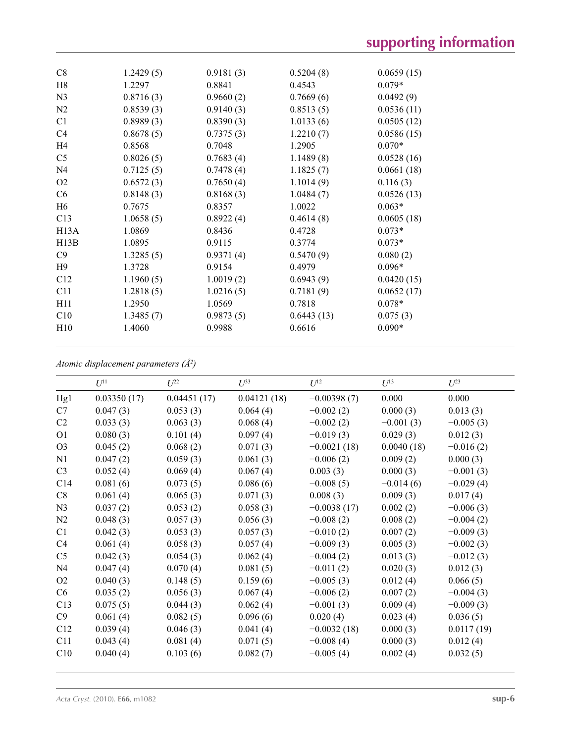| | | | | |
|---|---|---|---|---|
| C8 | 1.2429 (5) | 0.9181 (3) | 0.5204 (8) | 0.0659 (15) |
| H8 | 1.2297 | 0.8841 | 0.4543 | 0.079* |
| N3 | 0.8716 (3) | 0.9660 (2) | 0.7669 (6) | 0.0492 (9) |
| N2 | 0.8539 (3) | 0.9140 (3) | 0.8513 (5) | 0.0536 (11) |
| C1 | 0.8989 (3) | 0.8390 (3) | 1.0133 (6) | 0.0505 (12) |
| C4 | 0.8678 (5) | 0.7375 (3) | 1.2210 (7) | 0.0586 (15) |
| H4 | 0.8568 | 0.7048 | 1.2905 | 0.070* |
| C5 | 0.8026 (5) | 0.7683 (4) | 1.1489 (8) | 0.0528 (16) |
| N4 | 0.7125 (5) | 0.7478 (4) | 1.1825 (7) | 0.0661 (18) |
| O2 | 0.6572 (3) | 0.7650 (4) | 1.1014 (9) | 0.116 (3) |
| C6 | 0.8148 (3) | 0.8168 (3) | 1.0484 (7) | 0.0526 (13) |
| H6 | 0.7675 | 0.8357 | 1.0022 | 0.063* |
| C13 | 1.0658 (5) | 0.8922 (4) | 0.4614 (8) | 0.0605 (18) |
| H13A | 1.0869 | 0.8436 | 0.4728 | 0.073* |
| H13B | 1.0895 | 0.9115 | 0.3774 | 0.073* |
| C9 | 1.3285 (5) | 0.9371 (4) | 0.5470 (9) | 0.080 (2) |
| H9 | 1.3728 | 0.9154 | 0.4979 | 0.096* |
| C12 | 1.1960 (5) | 1.0019 (2) | 0.6943 (9) | 0.0420 (15) |
| C11 | 1.2818 (5) | 1.0216 (5) | 0.7181 (9) | 0.0652 (17) |
| H11 | 1.2950 | 1.0569 | 0.7818 | 0.078* |
| C10 | 1.3485 (7) | 0.9873 (5) | 0.6443 (13) | 0.075 (3) |
| H10 | 1.4060 | 0.9988 | 0.6616 | 0.090* |

*Atomic displacement parameters (Å²)*

| | $U^{11}$ | $U^{22}$ | $U^{33}$ | $U^{12}$ | $U^{13}$ | $U^{23}$ |
|---|---|---|---|---|---|---|
| Hg1 | 0.03350 (17) | 0.04451 (17) | 0.04121 (18) | −0.00398 (7) | 0.000 | 0.000 |
| C7 | 0.047 (3) | 0.053 (3) | 0.064 (4) | −0.002 (2) | 0.000 (3) | 0.013 (3) |
| C2 | 0.033 (3) | 0.063 (3) | 0.068 (4) | −0.002 (2) | −0.001 (3) | −0.005 (3) |
| O1 | 0.080 (3) | 0.101 (4) | 0.097 (4) | −0.019 (3) | 0.029 (3) | 0.012 (3) |
| O3 | 0.045 (2) | 0.068 (2) | 0.071 (3) | −0.0021 (18) | 0.0040 (18) | −0.016 (2) |
| N1 | 0.047 (2) | 0.059 (3) | 0.061 (3) | −0.006 (2) | 0.009 (2) | 0.000 (3) |
| C3 | 0.052 (4) | 0.069 (4) | 0.067 (4) | 0.003 (3) | 0.000 (3) | −0.001 (3) |
| C14 | 0.081 (6) | 0.073 (5) | 0.086 (6) | −0.008 (5) | −0.014 (6) | −0.029 (4) |
| C8 | 0.061 (4) | 0.065 (3) | 0.071 (3) | 0.008 (3) | 0.009 (3) | 0.017 (4) |
| N3 | 0.037 (2) | 0.053 (2) | 0.058 (3) | −0.0038 (17) | 0.002 (2) | −0.006 (3) |
| N2 | 0.048 (3) | 0.057 (3) | 0.056 (3) | −0.008 (2) | 0.008 (2) | −0.004 (2) |
| C1 | 0.042 (3) | 0.053 (3) | 0.057 (3) | −0.010 (2) | 0.007 (2) | −0.009 (3) |
| C4 | 0.061 (4) | 0.058 (3) | 0.057 (4) | −0.009 (3) | 0.005 (3) | −0.002 (3) |
| C5 | 0.042 (3) | 0.054 (3) | 0.062 (4) | −0.004 (2) | 0.013 (3) | −0.012 (3) |
| N4 | 0.047 (4) | 0.070 (4) | 0.081 (5) | −0.011 (2) | 0.020 (3) | 0.012 (3) |
| O2 | 0.040 (3) | 0.148 (5) | 0.159 (6) | −0.005 (3) | 0.012 (4) | 0.066 (5) |
| C6 | 0.035 (2) | 0.056 (3) | 0.067 (4) | −0.006 (2) | 0.007 (2) | −0.004 (3) |
| C13 | 0.075 (5) | 0.044 (3) | 0.062 (4) | −0.001 (3) | 0.009 (4) | −0.009 (3) |
| C9 | 0.061 (4) | 0.082 (5) | 0.096 (6) | 0.020 (4) | 0.023 (4) | 0.036 (5) |
| C12 | 0.039 (4) | 0.046 (3) | 0.041 (4) | −0.0032 (18) | 0.000 (3) | 0.0117 (19) |
| C11 | 0.043 (4) | 0.081 (4) | 0.071 (5) | −0.008 (4) | 0.000 (3) | 0.012 (4) |
| C10 | 0.040 (4) | 0.103 (6) | 0.082 (7) | −0.005 (4) | 0.002 (4) | 0.032 (5) |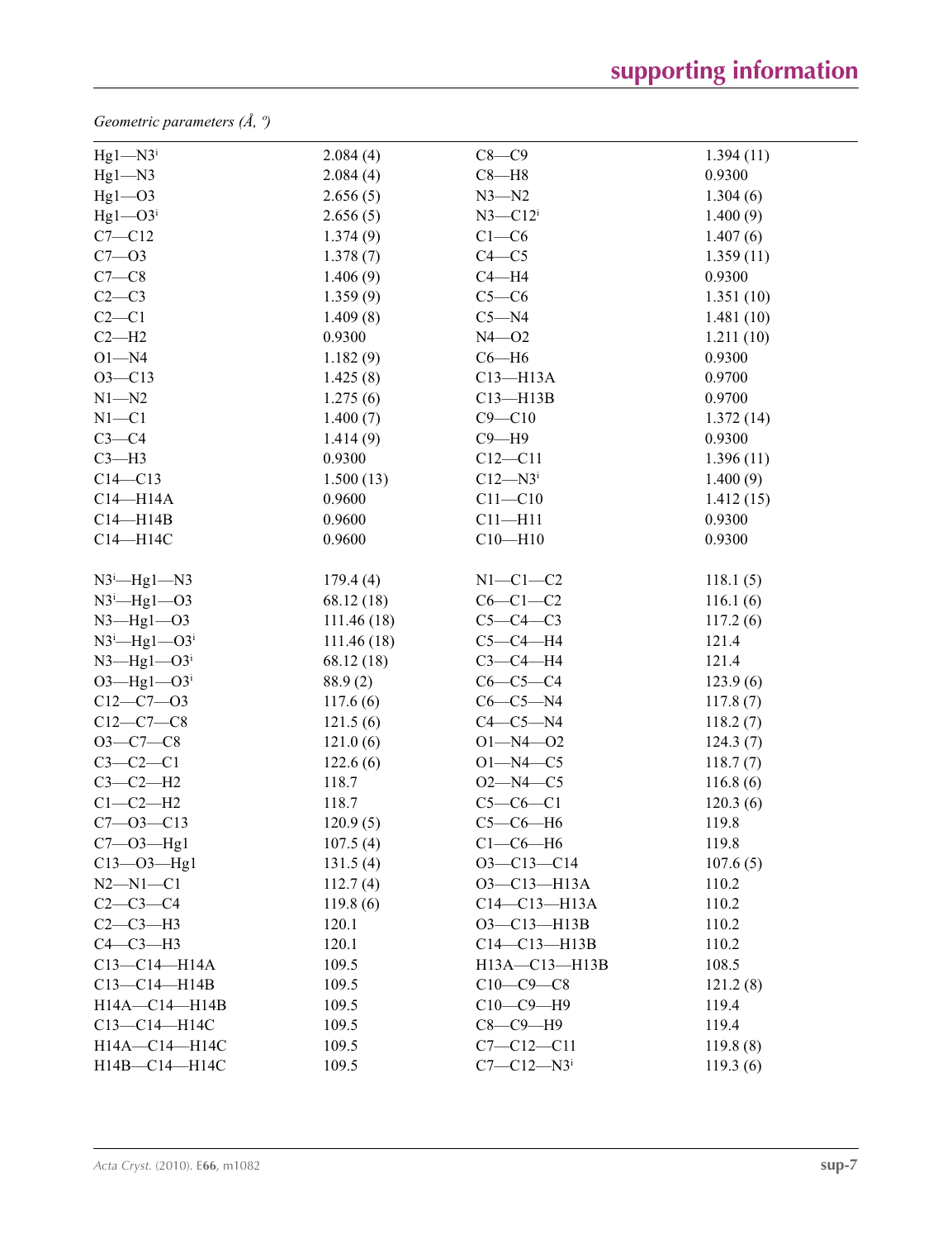*Geometric parameters (Å, º)*

| | | | |
|---|---|---|---|
| Hg1—N3$^{i}$ | 2.084 (4) | C8—C9 | 1.394 (11) |
| Hg1—N3 | 2.084 (4) | C8—H8 | 0.9300 |
| Hg1—O3 | 2.656 (5) | N3—N2 | 1.304 (6) |
| Hg1—O3$^{i}$ | 2.656 (5) | N3—C12$^{i}$ | 1.400 (9) |
| C7—C12 | 1.374 (9) | C1—C6 | 1.407 (6) |
| C7—O3 | 1.378 (7) | C4—C5 | 1.359 (11) |
| C7—C8 | 1.406 (9) | C4—H4 | 0.9300 |
| C2—C3 | 1.359 (9) | C5—C6 | 1.351 (10) |
| C2—C1 | 1.409 (8) | C5—N4 | 1.481 (10) |
| C2—H2 | 0.9300 | N4—O2 | 1.211 (10) |
| O1—N4 | 1.182 (9) | C6—H6 | 0.9300 |
| O3—C13 | 1.425 (8) | C13—H13A | 0.9700 |
| N1—N2 | 1.275 (6) | C13—H13B | 0.9700 |
| N1—C1 | 1.400 (7) | C9—C10 | 1.372 (14) |
| C3—C4 | 1.414 (9) | C9—H9 | 0.9300 |
| C3—H3 | 0.9300 | C12—C11 | 1.396 (11) |
| C14—C13 | 1.500 (13) | C12—N3$^{i}$ | 1.400 (9) |
| C14—H14A | 0.9600 | C11—C10 | 1.412 (15) |
| C14—H14B | 0.9600 | C11—H11 | 0.9300 |
| C14—H14C | 0.9600 | C10—H10 | 0.9300 |
| | | | |
| N3$^{i}$—Hg1—N3 | 179.4 (4) | N1—C1—C2 | 118.1 (5) |
| N3$^{i}$—Hg1—O3 | 68.12 (18) | C6—C1—C2 | 116.1 (6) |
| N3—Hg1—O3 | 111.46 (18) | C5—C4—C3 | 117.2 (6) |
| N3$^{i}$—Hg1—O3$^{i}$ | 111.46 (18) | C5—C4—H4 | 121.4 |
| N3—Hg1—O3$^{i}$ | 68.12 (18) | C3—C4—H4 | 121.4 |
| O3—Hg1—O3$^{i}$ | 88.9 (2) | C6—C5—C4 | 123.9 (6) |
| C12—C7—O3 | 117.6 (6) | C6—C5—N4 | 117.8 (7) |
| C12—C7—C8 | 121.5 (6) | C4—C5—N4 | 118.2 (7) |
| O3—C7—C8 | 121.0 (6) | O1—N4—O2 | 124.3 (7) |
| C3—C2—C1 | 122.6 (6) | O1—N4—C5 | 118.7 (7) |
| C3—C2—H2 | 118.7 | O2—N4—C5 | 116.8 (6) |
| C1—C2—H2 | 118.7 | C5—C6—C1 | 120.3 (6) |
| C7—O3—C13 | 120.9 (5) | C5—C6—H6 | 119.8 |
| C7—O3—Hg1 | 107.5 (4) | C1—C6—H6 | 119.8 |
| C13—O3—Hg1 | 131.5 (4) | O3—C13—C14 | 107.6 (5) |
| N2—N1—C1 | 112.7 (4) | O3—C13—H13A | 110.2 |
| C2—C3—C4 | 119.8 (6) | C14—C13—H13A | 110.2 |
| C2—C3—H3 | 120.1 | O3—C13—H13B | 110.2 |
| C4—C3—H3 | 120.1 | C14—C13—H13B | 110.2 |
| C13—C14—H14A | 109.5 | H13A—C13—H13B | 108.5 |
| C13—C14—H14B | 109.5 | C10—C9—C8 | 121.2 (8) |
| H14A—C14—H14B | 109.5 | C10—C9—H9 | 119.4 |
| C13—C14—H14C | 109.5 | C8—C9—H9 | 119.4 |
| H14A—C14—H14C | 109.5 | C7—C12—C11 | 119.8 (8) |
| H14B—C14—H14C | 109.5 | C7—C12—N3$^{i}$ | 119.3 (6) |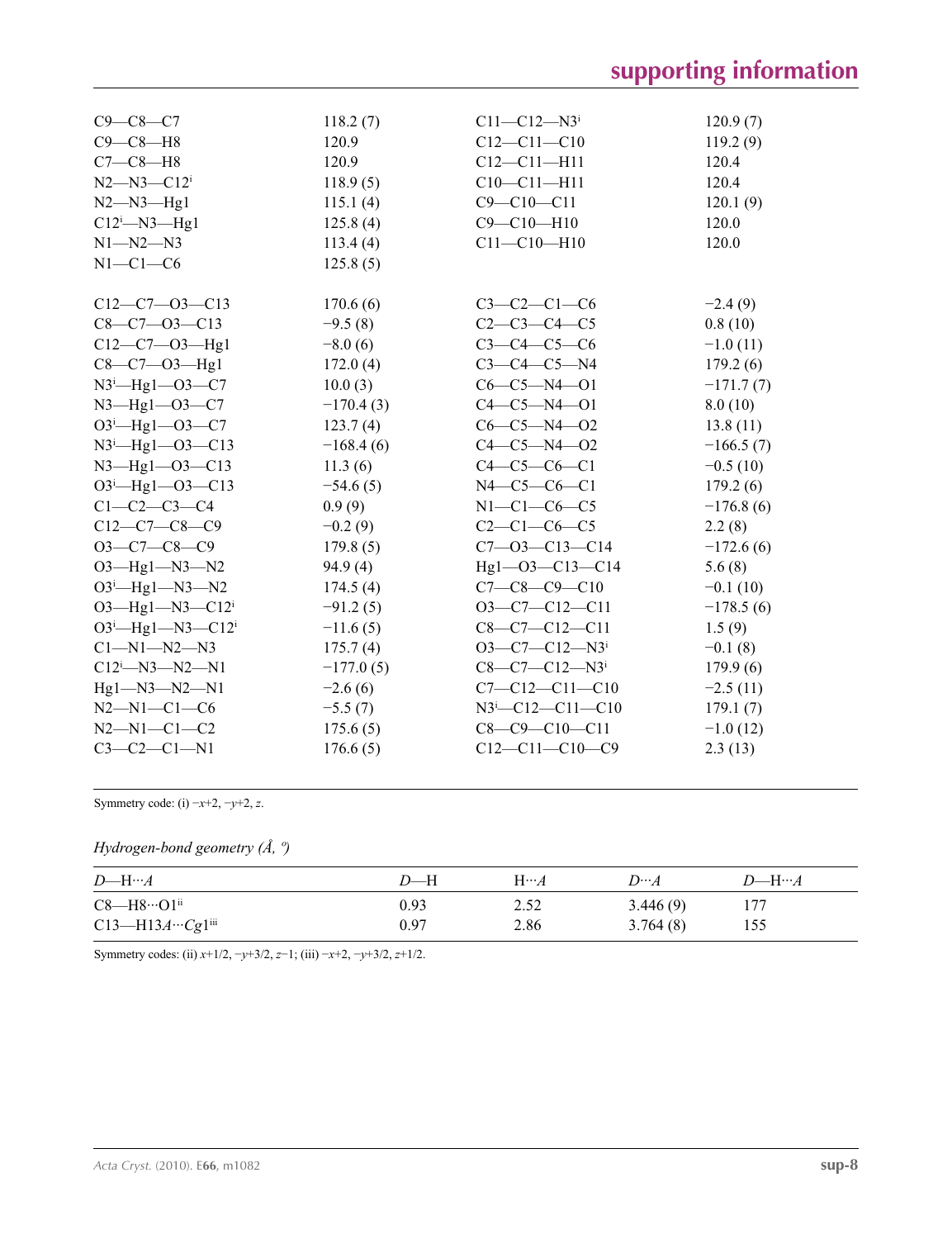| | | | |
|---|---|---|---|
| C9—C8—C7 | 118.2 (7) | C11—C12—N3$^{i}$ | 120.9 (7) |
| C9—C8—H8 | 120.9 | C12—C11—C10 | 119.2 (9) |
| C7—C8—H8 | 120.9 | C12—C11—H11 | 120.4 |
| N2—N3—C12$^{i}$ | 118.9 (5) | C10—C11—H11 | 120.4 |
| N2—N3—Hg1 | 115.1 (4) | C9—C10—C11 | 120.1 (9) |
| C12$^{i}$—N3—Hg1 | 125.8 (4) | C9—C10—H10 | 120.0 |
| N1—N2—N3 | 113.4 (4) | C11—C10—H10 | 120.0 |
| N1—C1—C6 | 125.8 (5) | | |
| | | | |
| C12—C7—O3—C13 | 170.6 (6) | C3—C2—C1—C6 | −2.4 (9) |
| C8—C7—O3—C13 | −9.5 (8) | C2—C3—C4—C5 | 0.8 (10) |
| C12—C7—O3—Hg1 | −8.0 (6) | C3—C4—C5—C6 | −1.0 (11) |
| C8—C7—O3—Hg1 | 172.0 (4) | C3—C4—C5—N4 | 179.2 (6) |
| N3$^{i}$—Hg1—O3—C7 | 10.0 (3) | C6—C5—N4—O1 | −171.7 (7) |
| N3—Hg1—O3—C7 | −170.4 (3) | C4—C5—N4—O1 | 8.0 (10) |
| O3$^{i}$—Hg1—O3—C7 | 123.7 (4) | C6—C5—N4—O2 | 13.8 (11) |
| N3$^{i}$—Hg1—O3—C13 | −168.4 (6) | C4—C5—N4—O2 | −166.5 (7) |
| N3—Hg1—O3—C13 | 11.3 (6) | C4—C5—C6—C1 | −0.5 (10) |
| O3$^{i}$—Hg1—O3—C13 | −54.6 (5) | N4—C5—C6—C1 | 179.2 (6) |
| C1—C2—C3—C4 | 0.9 (9) | N1—C1—C6—C5 | −176.8 (6) |
| C12—C7—C8—C9 | −0.2 (9) | C2—C1—C6—C5 | 2.2 (8) |
| O3—C7—C8—C9 | 179.8 (5) | C7—O3—C13—C14 | −172.6 (6) |
| O3—Hg1—N3—N2 | 94.9 (4) | Hg1—O3—C13—C14 | 5.6 (8) |
| O3$^{i}$—Hg1—N3—N2 | 174.5 (4) | C7—C8—C9—C10 | −0.1 (10) |
| O3—Hg1—N3—C12$^{i}$ | −91.2 (5) | O3—C7—C12—C11 | −178.5 (6) |
| O3$^{i}$—Hg1—N3—C12$^{i}$ | −11.6 (5) | C8—C7—C12—C11 | 1.5 (9) |
| C1—N1—N2—N3 | 175.7 (4) | O3—C7—C12—N3$^{i}$ | −0.1 (8) |
| C12$^{i}$—N3—N2—N1 | −177.0 (5) | C8—C7—C12—N3$^{i}$ | 179.9 (6) |
| Hg1—N3—N2—N1 | −2.6 (6) | C7—C12—C11—C10 | −2.5 (11) |
| N2—N1—C1—C6 | −5.5 (7) | N3$^{i}$—C12—C11—C10 | 179.1 (7) |
| N2—N1—C1—C2 | 175.6 (5) | C8—C9—C10—C11 | −1.0 (12) |
| C3—C2—C1—N1 | 176.6 (5) | C12—C11—C10—C9 | 2.3 (13) |

Symmetry code: (i) $-x+2, -y+2, z$.

*Hydrogen-bond geometry (Å, º)*

| $D$—H···$A$ | $D$—H | H···$A$ | $D$···$A$ | $D$—H···$A$ |
|---|---|---|---|---|
| C8—H8···O1$^{ii}$ | 0.93 | 2.52 | 3.446 (9) | 177 |
| C13—H13$A$···$Cg$1$^{iii}$ | 0.97 | 2.86 | 3.764 (8) | 155 |

Symmetry codes: (ii) $x+1/2, -y+3/2, z-1$; (iii) $-x+2, -y+3/2, z+1/2$.